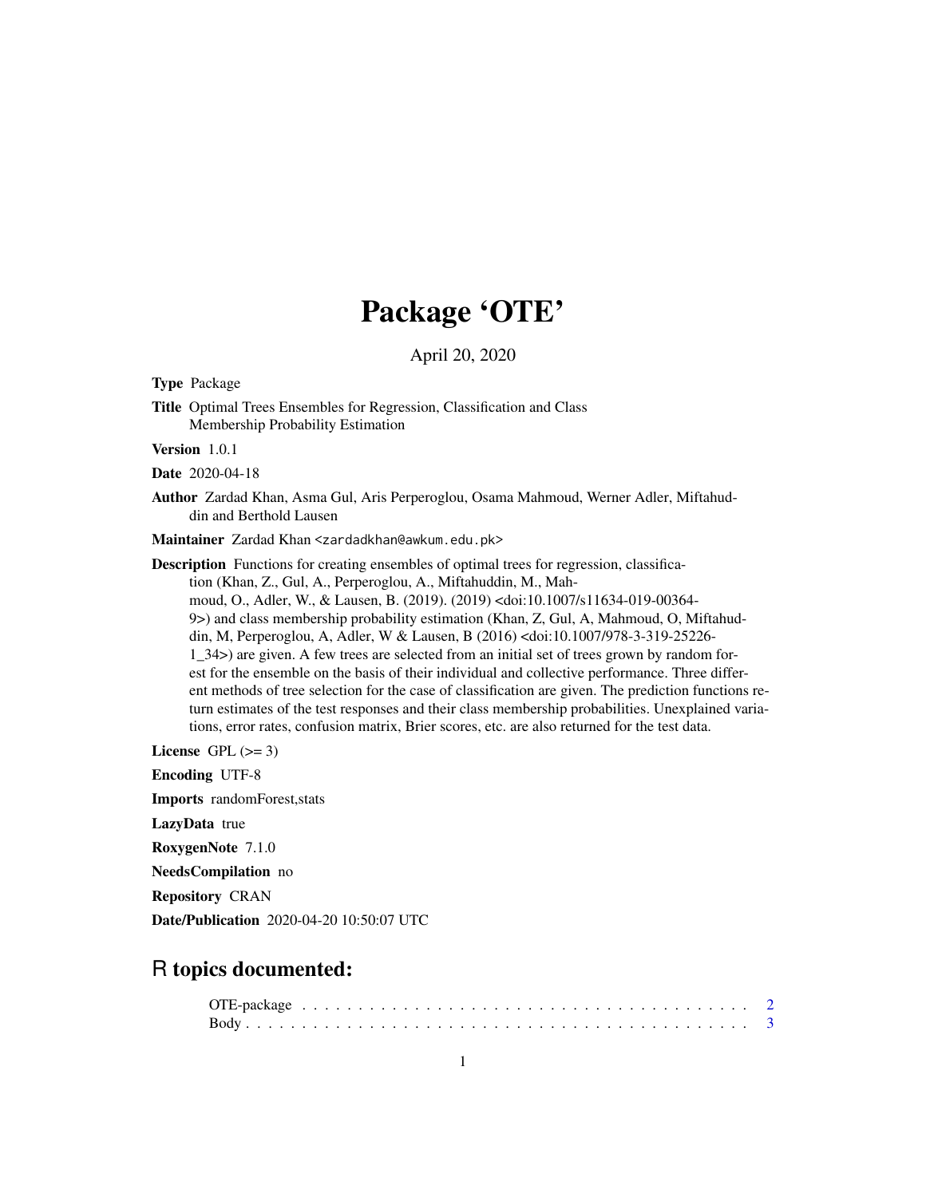# Package 'OTE'

April 20, 2020

**Type** Package

**Title** Optimal Trees Ensembles for Regression, Classification and Class Membership Probability Estimation

**Version** 1.0.1

**Date** 2020-04-18

**Author** Zardad Khan, Asma Gul, Aris Perperoglou, Osama Mahmoud, Werner Adler, Miftahuddin and Berthold Lausen

**Maintainer** Zardad Khan <zardadkhan@awkum.edu.pk>

**Description** Functions for creating ensembles of optimal trees for regression, classification (Khan, Z., Gul, A., Perperoglou, A., Miftahuddin, M., Mahmoud, O., Adler, W., & Lausen, B. (2019). (2019) <doi:10.1007/s11634-019-00364-9>) and class membership probability estimation (Khan, Z, Gul, A, Mahmoud, O, Miftahuddin, M, Perperoglou, A, Adler, W & Lausen, B (2016) <doi:10.1007/978-3-319-25226-1_34>) are given. A few trees are selected from an initial set of trees grown by random forest for the ensemble on the basis of their individual and collective performance. Three different methods of tree selection for the case of classification are given. The prediction functions return estimates of the test responses and their class membership probabilities. Unexplained variations, error rates, confusion matrix, Brier scores, etc. are also returned for the test data.

**License** GPL (>= 3)

**Encoding** UTF-8

**Imports** randomForest,stats

**LazyData** true

**RoxygenNote** 7.1.0

**NeedsCompilation** no

**Repository** CRAN

**Date/Publication** 2020-04-20 10:50:07 UTC

## R topics documented:

OTE-package . . . . . . . . . . . . . . . . . . . . . . . . . . . . . . . . . . . . . . . . 2
Body . . . . . . . . . . . . . . . . . . . . . . . . . . . . . . . . . . . . . . . . . . . . 3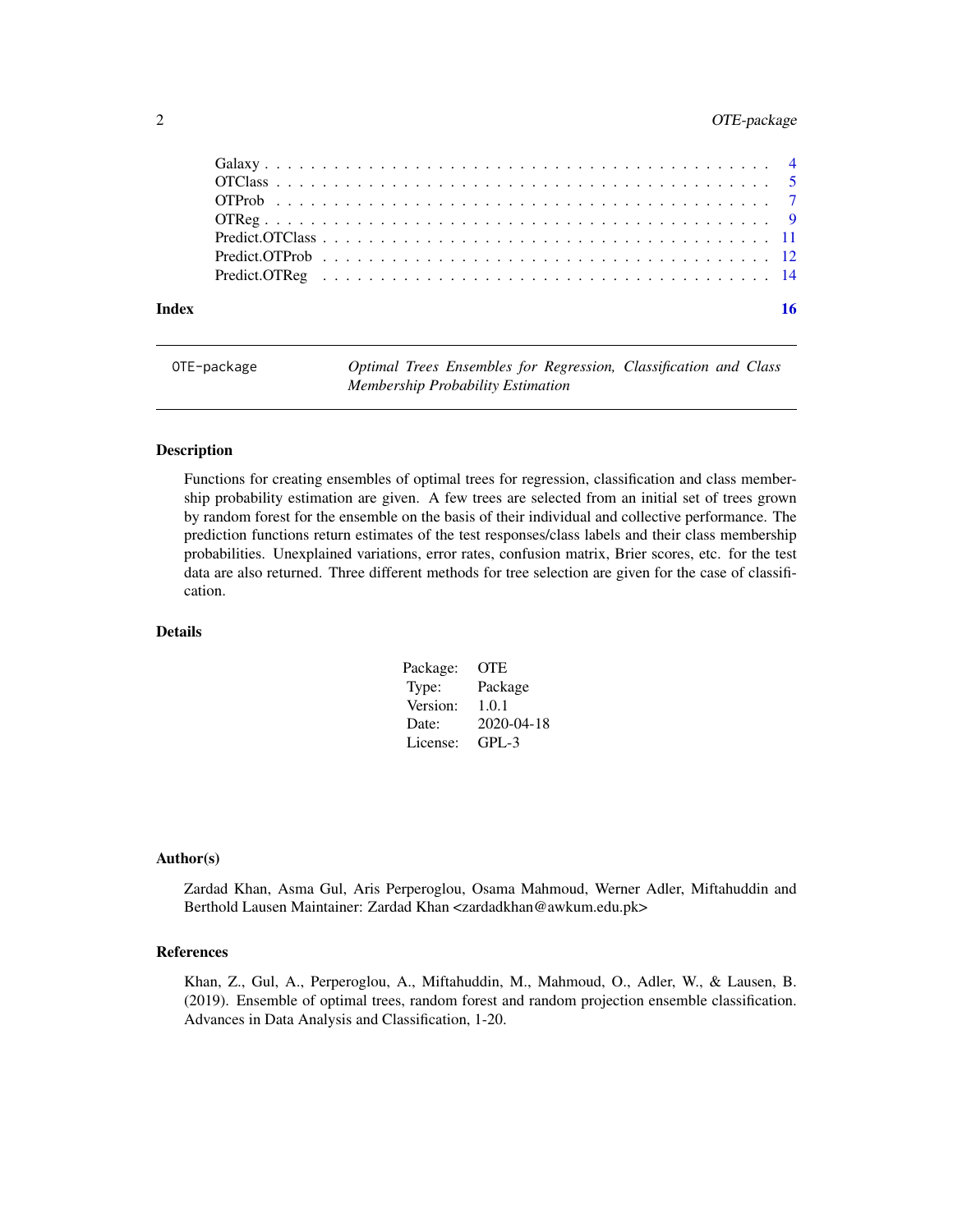| | |
|---|---|
| Galaxy | 4 |
| OTClass | 5 |
| OTProb | 7 |
| OTReg | 9 |
| Predict.OTClass | 11 |
| Predict.OTProb | 12 |
| Predict.OTReg | 14 |

**Index** **16**

---

OTE-package — *Optimal Trees Ensembles for Regression, Classification and Class Membership Probability Estimation*

---

## Description

Functions for creating ensembles of optimal trees for regression, classification and class membership probability estimation are given. A few trees are selected from an initial set of trees grown by random forest for the ensemble on the basis of their individual and collective performance. The prediction functions return estimates of the test responses/class labels and their class membership probabilities. Unexplained variations, error rates, confusion matrix, Brier scores, etc. for the test data are also returned. Three different methods for tree selection are given for the case of classification.

## Details

| | |
|---|---|
| Package: | OTE |
| Type: | Package |
| Version: | 1.0.1 |
| Date: | 2020-04-18 |
| License: | GPL-3 |

## Author(s)

Zardad Khan, Asma Gul, Aris Perperoglou, Osama Mahmoud, Werner Adler, Miftahuddin and Berthold Lausen Maintainer: Zardad Khan <zardadkhan@awkum.edu.pk>

## References

Khan, Z., Gul, A., Perperoglou, A., Miftahuddin, M., Mahmoud, O., Adler, W., & Lausen, B. (2019). Ensemble of optimal trees, random forest and random projection ensemble classification. Advances in Data Analysis and Classification, 1-20.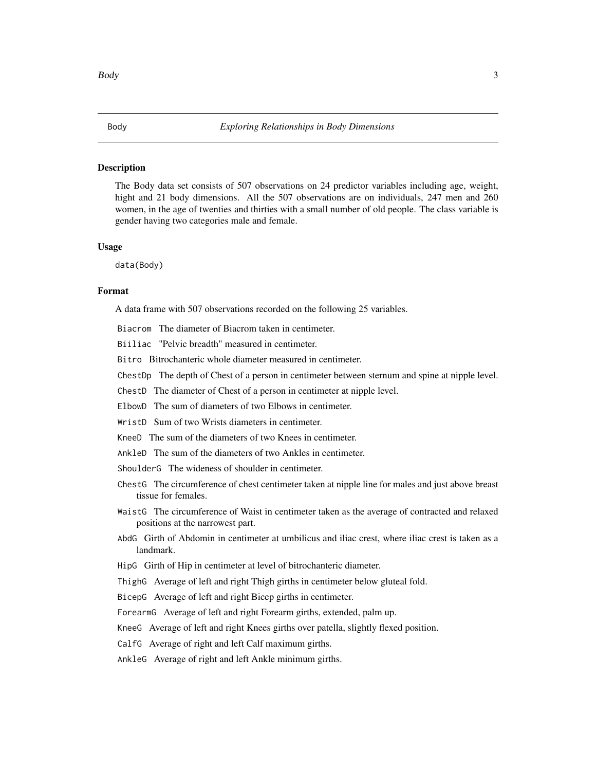## Body — *Exploring Relationships in Body Dimensions*

### Description

The Body data set consists of 507 observations on 24 predictor variables including age, weight, hight and 21 body dimensions. All the 507 observations are on individuals, 247 men and 260 women, in the age of twenties and thirties with a small number of old people. The class variable is gender having two categories male and female.

### Usage

```
data(Body)
```

### Format

A data frame with 507 observations recorded on the following 25 variables.

- `Biacrom` The diameter of Biacrom taken in centimeter.
- `Biiliac` "Pelvic breadth" measured in centimeter.
- `Bitro` Bitrochanteric whole diameter measured in centimeter.
- `ChestDp` The depth of Chest of a person in centimeter between sternum and spine at nipple level.
- `ChestD` The diameter of Chest of a person in centimeter at nipple level.
- `ElbowD` The sum of diameters of two Elbows in centimeter.
- `WristD` Sum of two Wrists diameters in centimeter.
- `KneeD` The sum of the diameters of two Knees in centimeter.
- `AnkleD` The sum of the diameters of two Ankles in centimeter.
- `ShoulderG` The wideness of shoulder in centimeter.
- `ChestG` The circumference of chest centimeter taken at nipple line for males and just above breast tissue for females.
- `WaistG` The circumference of Waist in centimeter taken as the average of contracted and relaxed positions at the narrowest part.
- `AbdG` Girth of Abdomin in centimeter at umbilicus and iliac crest, where iliac crest is taken as a landmark.
- `HipG` Girth of Hip in centimeter at level of bitrochanteric diameter.
- `ThighG` Average of left and right Thigh girths in centimeter below gluteal fold.
- `BicepG` Average of left and right Bicep girths in centimeter.
- `ForearmG` Average of left and right Forearm girths, extended, palm up.
- `KneeG` Average of left and right Knees girths over patella, slightly flexed position.
- `CalfG` Average of right and left Calf maximum girths.
- `AnkleG` Average of right and left Ankle minimum girths.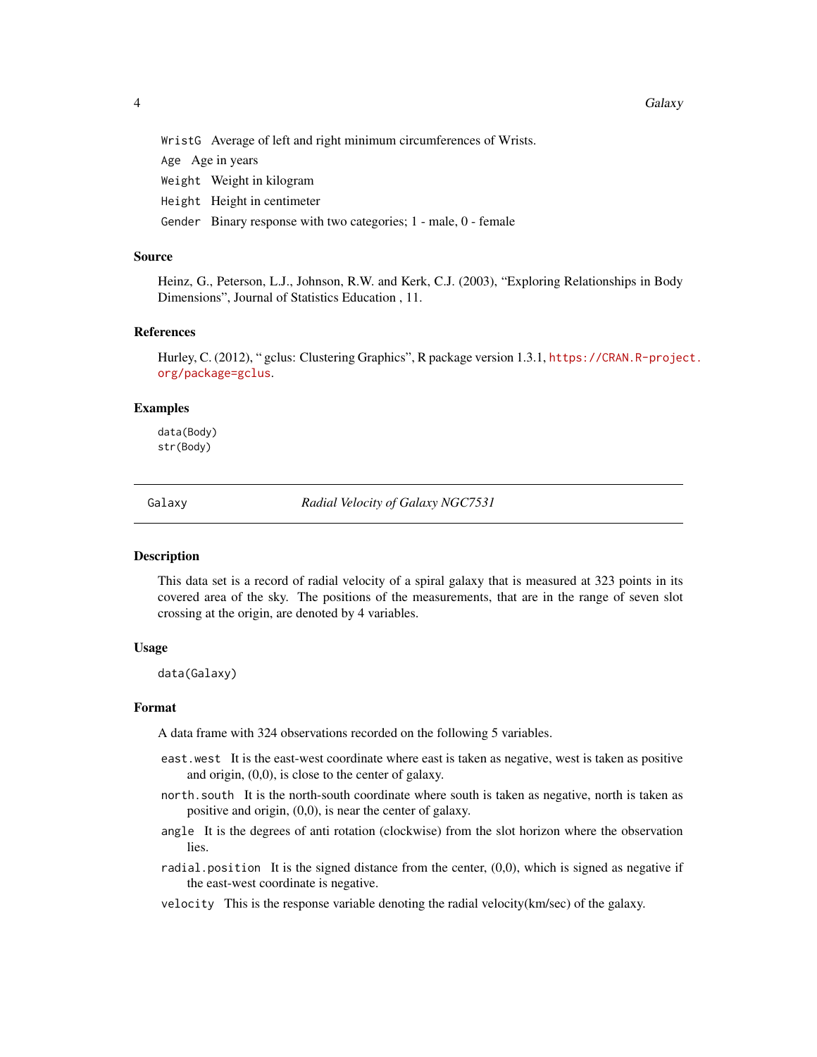WristG Average of left and right minimum circumferences of Wrists.

Age Age in years

Weight Weight in kilogram

Height Height in centimeter

Gender Binary response with two categories; 1 - male, 0 - female

### Source

Heinz, G., Peterson, L.J., Johnson, R.W. and Kerk, C.J. (2003), "Exploring Relationships in Body Dimensions", Journal of Statistics Education , 11.

### References

Hurley, C. (2012), " gclus: Clustering Graphics", R package version 1.3.1, https://CRAN.R-project.org/package=gclus.

### Examples

```
data(Body)
str(Body)
```

---

## Galaxy *Radial Velocity of Galaxy NGC7531*

---

### Description

This data set is a record of radial velocity of a spiral galaxy that is measured at 323 points in its covered area of the sky. The positions of the measurements, that are in the range of seven slot crossing at the origin, are denoted by 4 variables.

### Usage

```
data(Galaxy)
```

### Format

A data frame with 324 observations recorded on the following 5 variables.

east.west It is the east-west coordinate where east is taken as negative, west is taken as positive and origin, (0,0), is close to the center of galaxy.

north.south It is the north-south coordinate where south is taken as negative, north is taken as positive and origin, (0,0), is near the center of galaxy.

angle It is the degrees of anti rotation (clockwise) from the slot horizon where the observation lies.

radial.position It is the signed distance from the center, (0,0), which is signed as negative if the east-west coordinate is negative.

velocity This is the response variable denoting the radial velocity(km/sec) of the galaxy.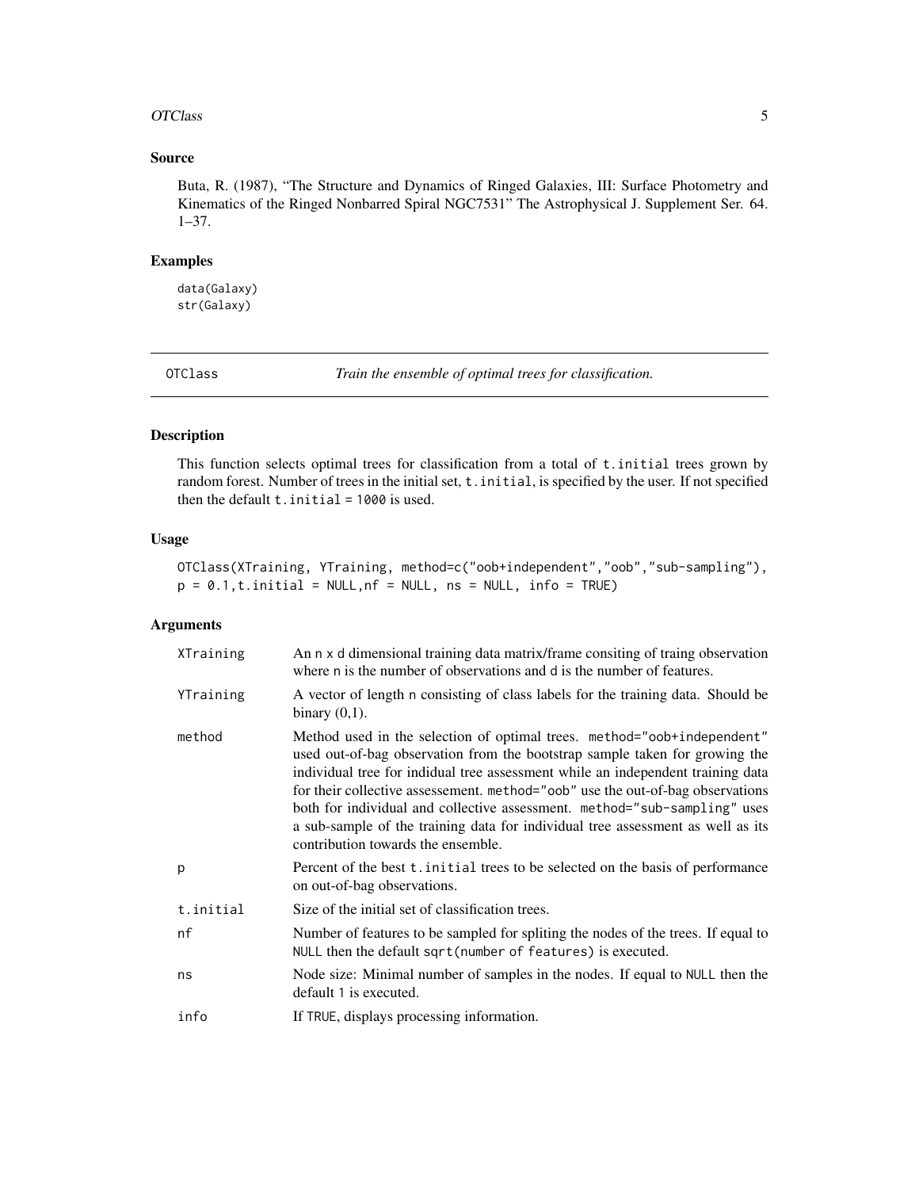## Source

Buta, R. (1987), "The Structure and Dynamics of Ringed Galaxies, III: Surface Photometry and Kinematics of the Ringed Nonbarred Spiral NGC7531" The Astrophysical J. Supplement Ser. 64. 1–37.

## Examples

```
data(Galaxy)
str(Galaxy)
```

---

# OTClass — *Train the ensemble of optimal trees for classification.*

## Description

This function selects optimal trees for classification from a total of `t.initial` trees grown by random forest. Number of trees in the initial set, `t.initial`, is specified by the user. If not specified then the default `t.initial = 1000` is used.

## Usage

```
OTClass(XTraining, YTraining, method=c("oob+independent","oob","sub-sampling"),
p = 0.1,t.initial = NULL,nf = NULL, ns = NULL, info = TRUE)
```

## Arguments

| | |
|---|---|
| `XTraining` | An `n x d` dimensional training data matrix/frame consiting of traing observation where `n` is the number of observations and `d` is the number of features. |
| `YTraining` | A vector of length `n` consisting of class labels for the training data. Should be binary (0,1). |
| `method` | Method used in the selection of optimal trees. `method="oob+independent"` used out-of-bag observation from the bootstrap sample taken for growing the individual tree for indidual tree assessment while an independent training data for their collective assessement. `method="oob"` use the out-of-bag observations both for individual and collective assessment. `method="sub-sampling"` uses a sub-sample of the training data for individual tree assessment as well as its contribution towards the ensemble. |
| `p` | Percent of the best `t.initial` trees to be selected on the basis of performance on out-of-bag observations. |
| `t.initial` | Size of the initial set of classification trees. |
| `nf` | Number of features to be sampled for spliting the nodes of the trees. If equal to `NULL` then the default `sqrt(number of features)` is executed. |
| `ns` | Node size: Minimal number of samples in the nodes. If equal to `NULL` then the default `1` is executed. |
| `info` | If `TRUE`, displays processing information. |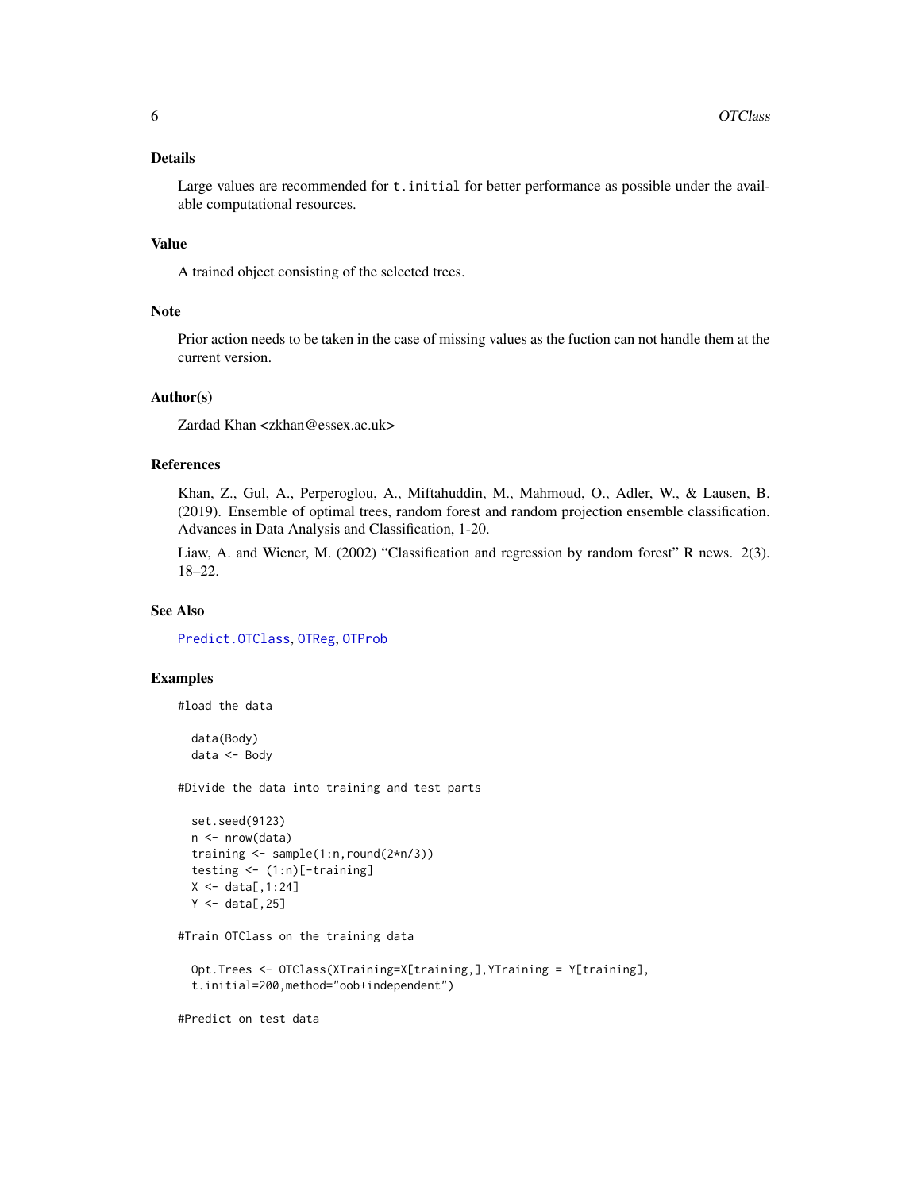### Details

Large values are recommended for `t.initial` for better performance as possible under the available computational resources.

### Value

A trained object consisting of the selected trees.

### Note

Prior action needs to be taken in the case of missing values as the fuction can not handle them at the current version.

### Author(s)

Zardad Khan <zkhan@essex.ac.uk>

### References

Khan, Z., Gul, A., Perperoglou, A., Miftahuddin, M., Mahmoud, O., Adler, W., & Lausen, B. (2019). Ensemble of optimal trees, random forest and random projection ensemble classification. Advances in Data Analysis and Classification, 1-20.

Liaw, A. and Wiener, M. (2002) "Classification and regression by random forest" R news. 2(3). 18–22.

### See Also

`Predict.OTClass`, `OTReg`, `OTProb`

### Examples

```
#load the data

  data(Body)
  data <- Body

#Divide the data into training and test parts

  set.seed(9123)
  n <- nrow(data)
  training <- sample(1:n,round(2*n/3))
  testing <- (1:n)[-training]
  X <- data[,1:24]
  Y <- data[,25]

#Train OTClass on the training data

  Opt.Trees <- OTClass(XTraining=X[training,],YTraining = Y[training],
  t.initial=200,method="oob+independent")

#Predict on test data
```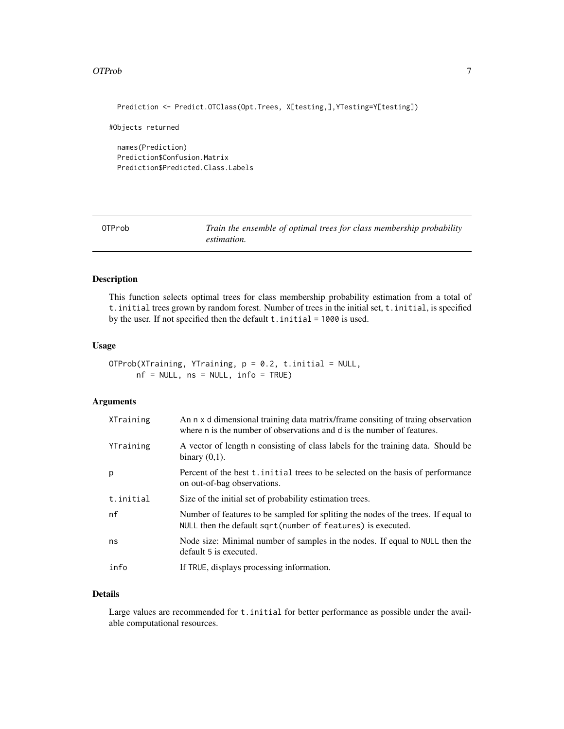```
  Prediction <- Predict.OTClass(Opt.Trees, X[testing,],YTesting=Y[testing])

#Objects returned

  names(Prediction)
  Prediction$Confusion.Matrix
  Prediction$Predicted.Class.Labels
```

---

OTProb *Train the ensemble of optimal trees for class membership probability estimation.*

---

## Description

This function selects optimal trees for class membership probability estimation from a total of `t.initial` trees grown by random forest. Number of trees in the initial set, `t.initial`, is specified by the user. If not specified then the default `t.initial = 1000` is used.

## Usage

```
OTProb(XTraining, YTraining, p = 0.2, t.initial = NULL,
      nf = NULL, ns = NULL, info = TRUE)
```

## Arguments

| | |
|---|---|
| `XTraining` | An `n x d` dimensional training data matrix/frame consiting of traing observation where `n` is the number of observations and `d` is the number of features. |
| `YTraining` | A vector of length `n` consisting of class labels for the training data. Should be binary (0,1). |
| `p` | Percent of the best `t.initial` trees to be selected on the basis of performance on out-of-bag observations. |
| `t.initial` | Size of the initial set of probability estimation trees. |
| `nf` | Number of features to be sampled for spliting the nodes of the trees. If equal to `NULL` then the default `sqrt(number of features)` is executed. |
| `ns` | Node size: Minimal number of samples in the nodes. If equal to `NULL` then the default `5` is executed. |
| `info` | If `TRUE`, displays processing information. |

## Details

Large values are recommended for `t.initial` for better performance as possible under the available computational resources.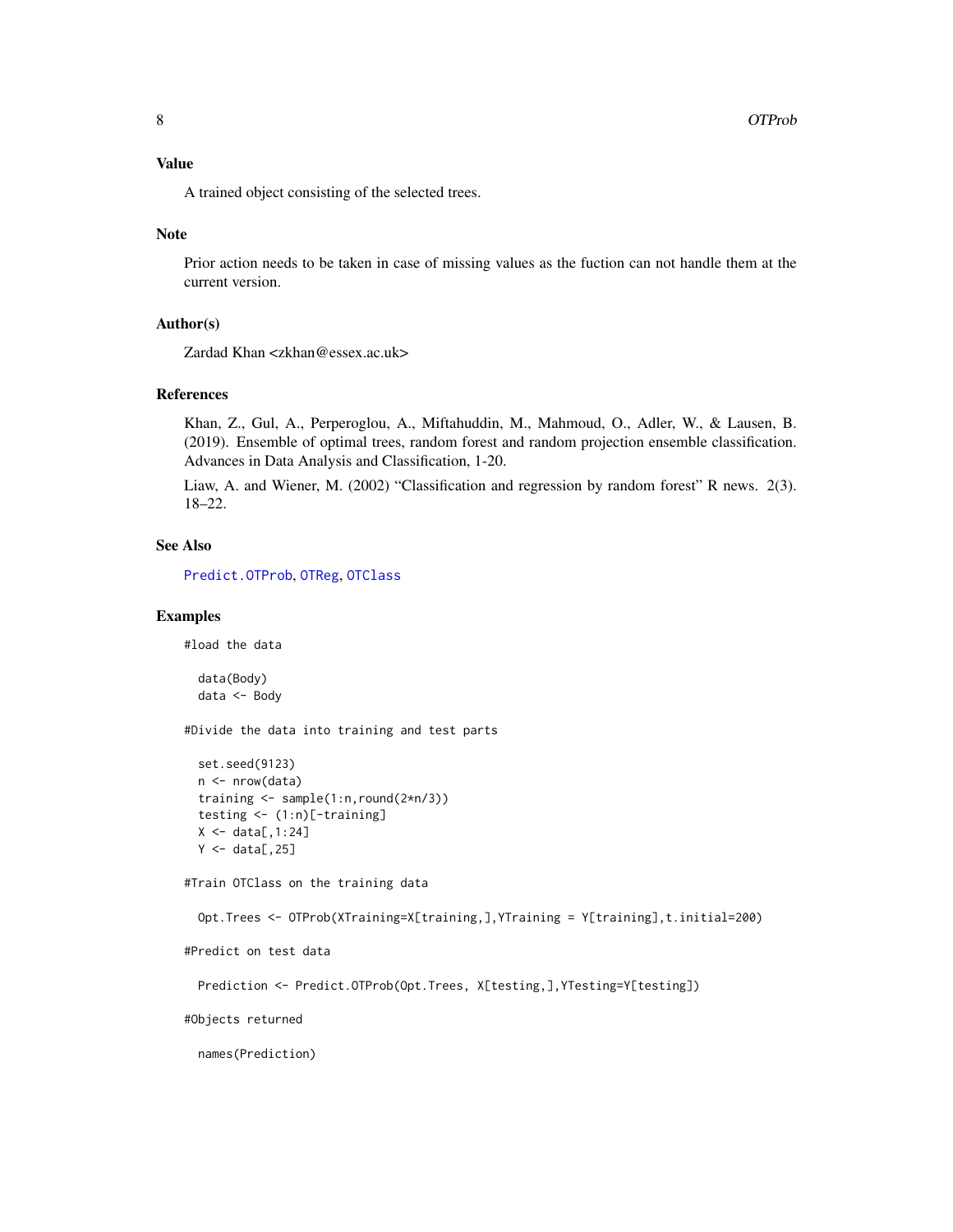### Value

A trained object consisting of the selected trees.

### Note

Prior action needs to be taken in case of missing values as the fuction can not handle them at the current version.

### Author(s)

Zardad Khan <zkhan@essex.ac.uk>

### References

Khan, Z., Gul, A., Perperoglou, A., Miftahuddin, M., Mahmoud, O., Adler, W., & Lausen, B. (2019). Ensemble of optimal trees, random forest and random projection ensemble classification. Advances in Data Analysis and Classification, 1-20.

Liaw, A. and Wiener, M. (2002) "Classification and regression by random forest" R news. 2(3). 18–22.

### See Also

Predict.OTProb, OTReg, OTClass

### Examples

```
#load the data

  data(Body)
  data <- Body

#Divide the data into training and test parts

  set.seed(9123)
  n <- nrow(data)
  training <- sample(1:n,round(2*n/3))
  testing <- (1:n)[-training]
  X <- data[,1:24]
  Y <- data[,25]

#Train OTClass on the training data

  Opt.Trees <- OTProb(XTraining=X[training,],YTraining = Y[training],t.initial=200)

#Predict on test data

  Prediction <- Predict.OTProb(Opt.Trees, X[testing,],YTesting=Y[testing])

#Objects returned

  names(Prediction)
```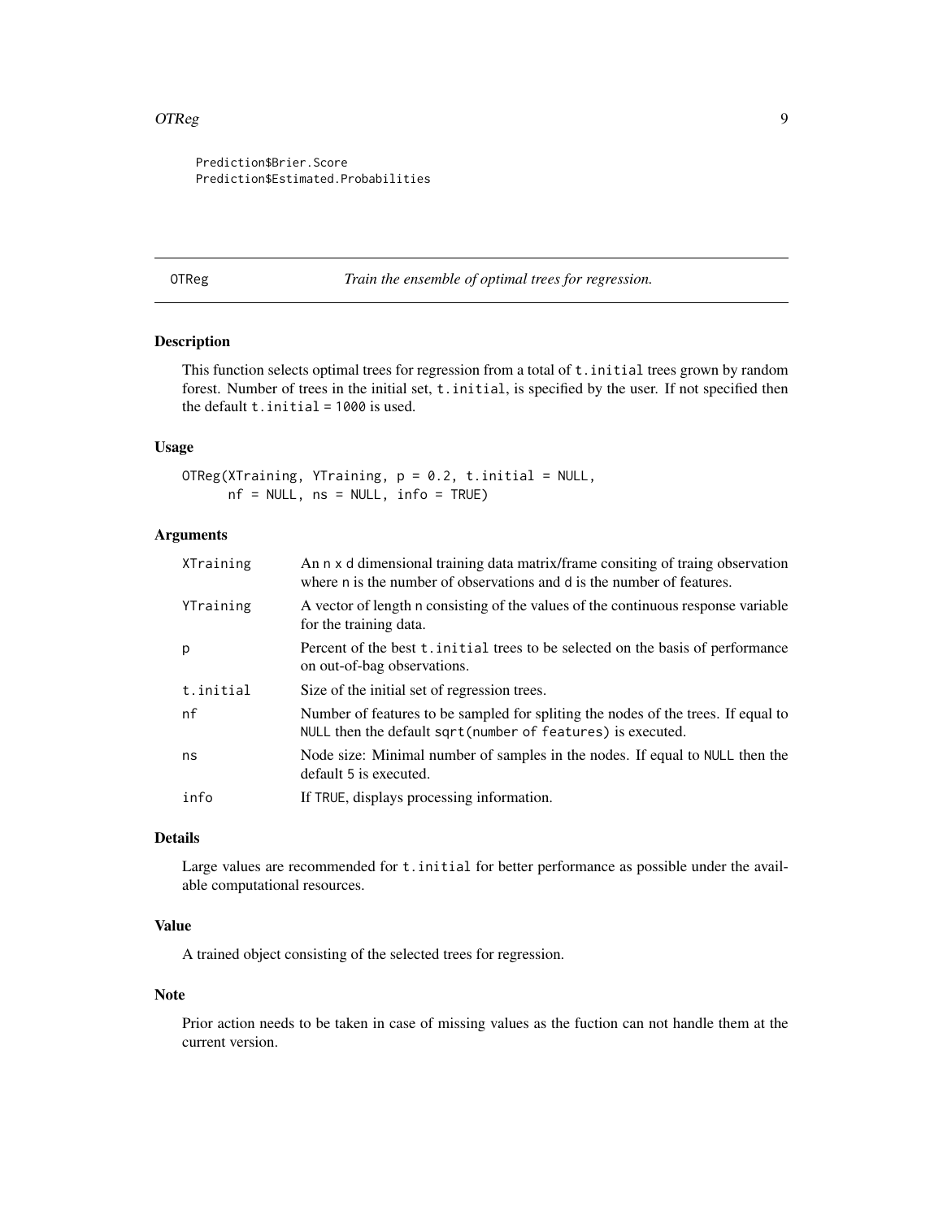```
Prediction$Brier.Score
Prediction$Estimated.Probabilities
```

## OTReg — *Train the ensemble of optimal trees for regression.*

### Description

This function selects optimal trees for regression from a total of `t.initial` trees grown by random forest. Number of trees in the initial set, `t.initial`, is specified by the user. If not specified then the default `t.initial = 1000` is used.

### Usage

```
OTReg(XTraining, YTraining, p = 0.2, t.initial = NULL,
      nf = NULL, ns = NULL, info = TRUE)
```

### Arguments

| | |
|---|---|
| `XTraining` | An `n x d` dimensional training data matrix/frame consiting of traing observation where `n` is the number of observations and `d` is the number of features. |
| `YTraining` | A vector of length `n` consisting of the values of the continuous response variable for the training data. |
| `p` | Percent of the best `t.initial` trees to be selected on the basis of performance on out-of-bag observations. |
| `t.initial` | Size of the initial set of regression trees. |
| `nf` | Number of features to be sampled for spliting the nodes of the trees. If equal to `NULL` then the default `sqrt(number of features)` is executed. |
| `ns` | Node size: Minimal number of samples in the nodes. If equal to `NULL` then the default `5` is executed. |
| `info` | If `TRUE`, displays processing information. |

### Details

Large values are recommended for `t.initial` for better performance as possible under the available computational resources.

### Value

A trained object consisting of the selected trees for regression.

### Note

Prior action needs to be taken in case of missing values as the fuction can not handle them at the current version.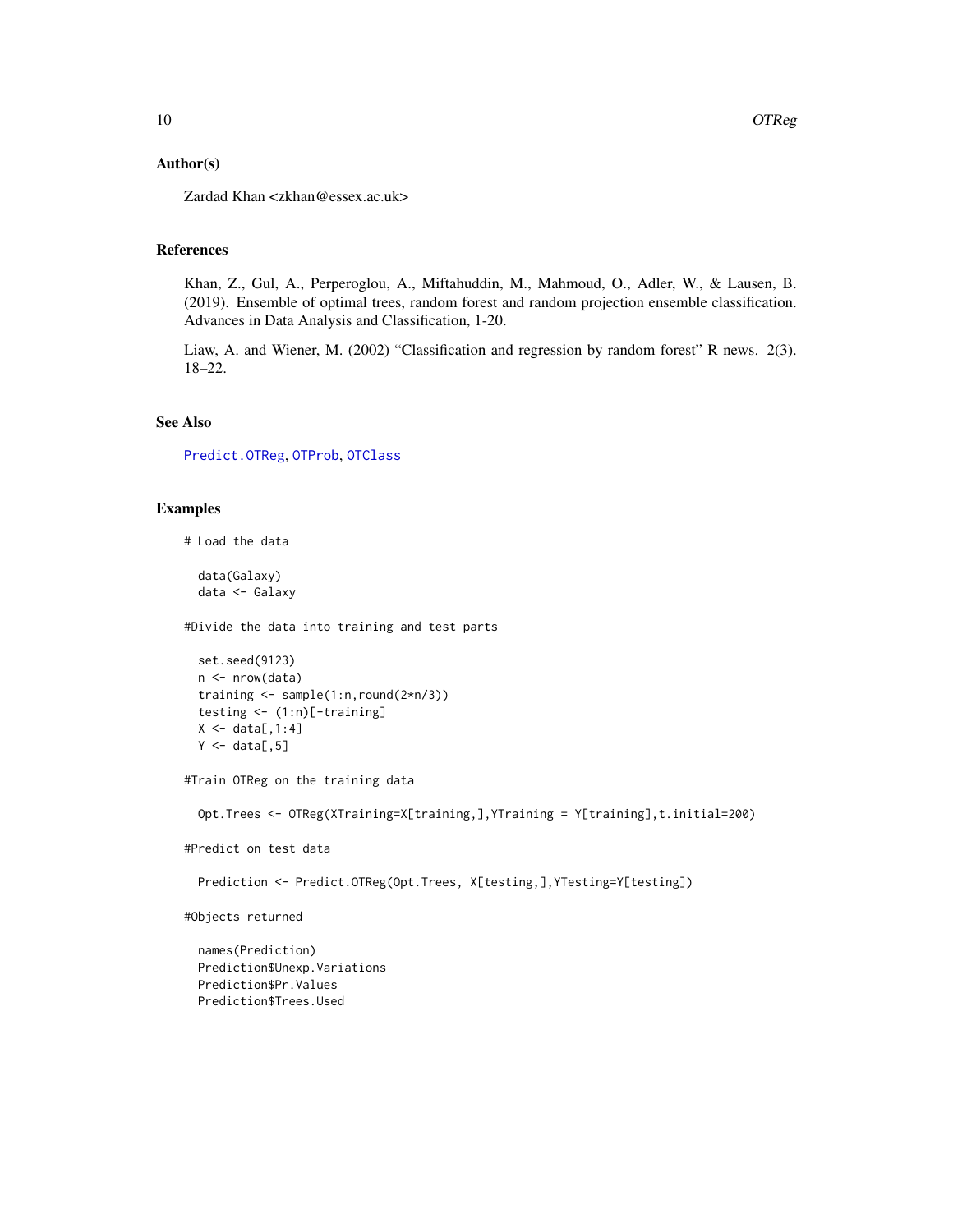### Author(s)

Zardad Khan <zkhan@essex.ac.uk>

### References

Khan, Z., Gul, A., Perperoglou, A., Miftahuddin, M., Mahmoud, O., Adler, W., & Lausen, B. (2019). Ensemble of optimal trees, random forest and random projection ensemble classification. Advances in Data Analysis and Classification, 1-20.

Liaw, A. and Wiener, M. (2002) "Classification and regression by random forest" R news. 2(3). 18–22.

### See Also

Predict.OTReg, OTProb, OTClass

### Examples

```
# Load the data

  data(Galaxy)
  data <- Galaxy

#Divide the data into training and test parts

  set.seed(9123)
  n <- nrow(data)
  training <- sample(1:n,round(2*n/3))
  testing <- (1:n)[-training]
  X <- data[,1:4]
  Y <- data[,5]

#Train OTReg on the training data

  Opt.Trees <- OTReg(XTraining=X[training,],YTraining = Y[training],t.initial=200)

#Predict on test data

  Prediction <- Predict.OTReg(Opt.Trees, X[testing,],YTesting=Y[testing])

#Objects returned

  names(Prediction)
  Prediction$Unexp.Variations
  Prediction$Pr.Values
  Prediction$Trees.Used
```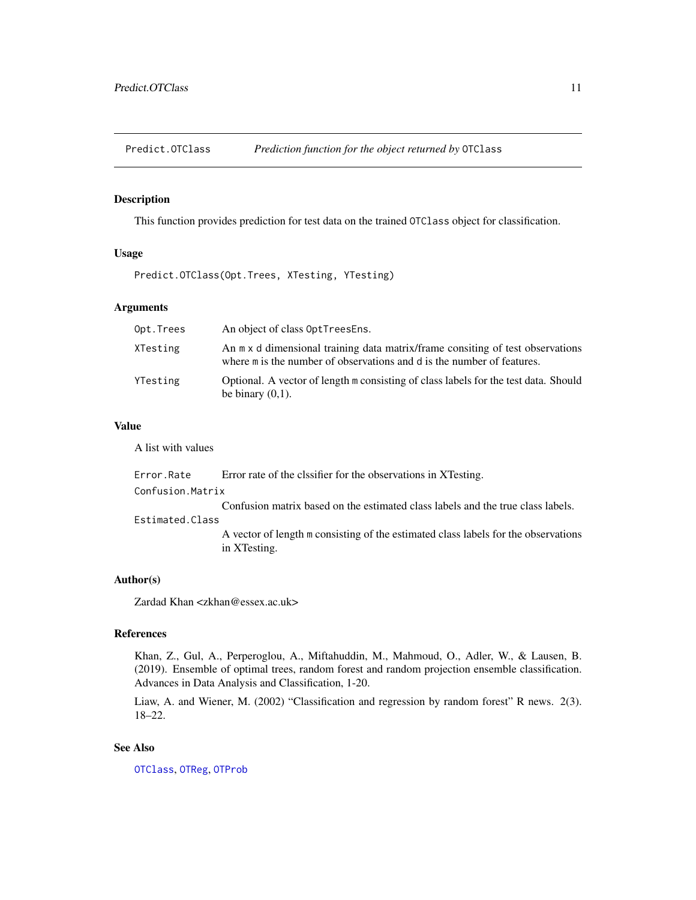## Predict.OTClass — *Prediction function for the object returned by* OTClass

### Description

This function provides prediction for test data on the trained OTClass object for classification.

### Usage

```
Predict.OTClass(Opt.Trees, XTesting, YTesting)
```

### Arguments

| | |
|---|---|
| Opt.Trees | An object of class OptTreesEns. |
| XTesting | An m x d dimensional training data matrix/frame consiting of test observations where m is the number of observations and d is the number of features. |
| YTesting | Optional. A vector of length m consisting of class labels for the test data. Should be binary (0,1). |

### Value

A list with values

| | |
|---|---|
| Error.Rate | Error rate of the clssifier for the observations in XTesting. |
| Confusion.Matrix | Confusion matrix based on the estimated class labels and the true class labels. |
| Estimated.Class | A vector of length m consisting of the estimated class labels for the observations in XTesting. |

### Author(s)

Zardad Khan <zkhan@essex.ac.uk>

### References

Khan, Z., Gul, A., Perperoglou, A., Miftahuddin, M., Mahmoud, O., Adler, W., & Lausen, B. (2019). Ensemble of optimal trees, random forest and random projection ensemble classification. Advances in Data Analysis and Classification, 1-20.

Liaw, A. and Wiener, M. (2002) "Classification and regression by random forest" R news. 2(3). 18–22.

### See Also

OTClass, OTReg, OTProb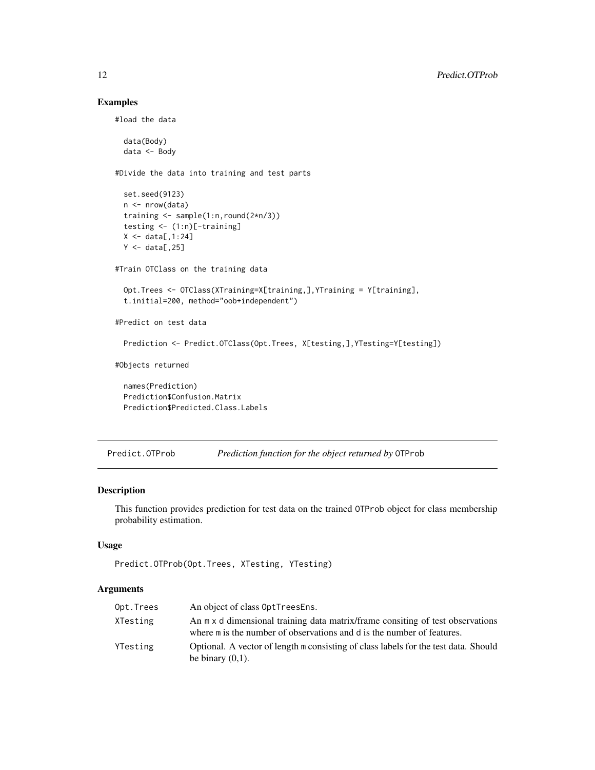## Examples

```
#load the data

  data(Body)
  data <- Body

#Divide the data into training and test parts

  set.seed(9123)
  n <- nrow(data)
  training <- sample(1:n,round(2*n/3))
  testing <- (1:n)[-training]
  X <- data[,1:24]
  Y <- data[,25]

#Train OTClass on the training data

  Opt.Trees <- OTClass(XTraining=X[training,],YTraining = Y[training],
  t.initial=200, method="oob+independent")

#Predict on test data

  Prediction <- Predict.OTClass(Opt.Trees, X[testing,],YTesting=Y[testing])

#Objects returned

  names(Prediction)
  Prediction$Confusion.Matrix
  Prediction$Predicted.Class.Labels
```

---

# Predict.OTProb — *Prediction function for the object returned by* OTProb

## Description

This function provides prediction for test data on the trained OTProb object for class membership probability estimation.

## Usage

```
Predict.OTProb(Opt.Trees, XTesting, YTesting)
```

## Arguments

| | |
|---|---|
| Opt.Trees | An object of class OptTreesEns. |
| XTesting | An m x d dimensional training data matrix/frame consiting of test observations where m is the number of observations and d is the number of features. |
| YTesting | Optional. A vector of length m consisting of class labels for the test data. Should be binary (0,1). |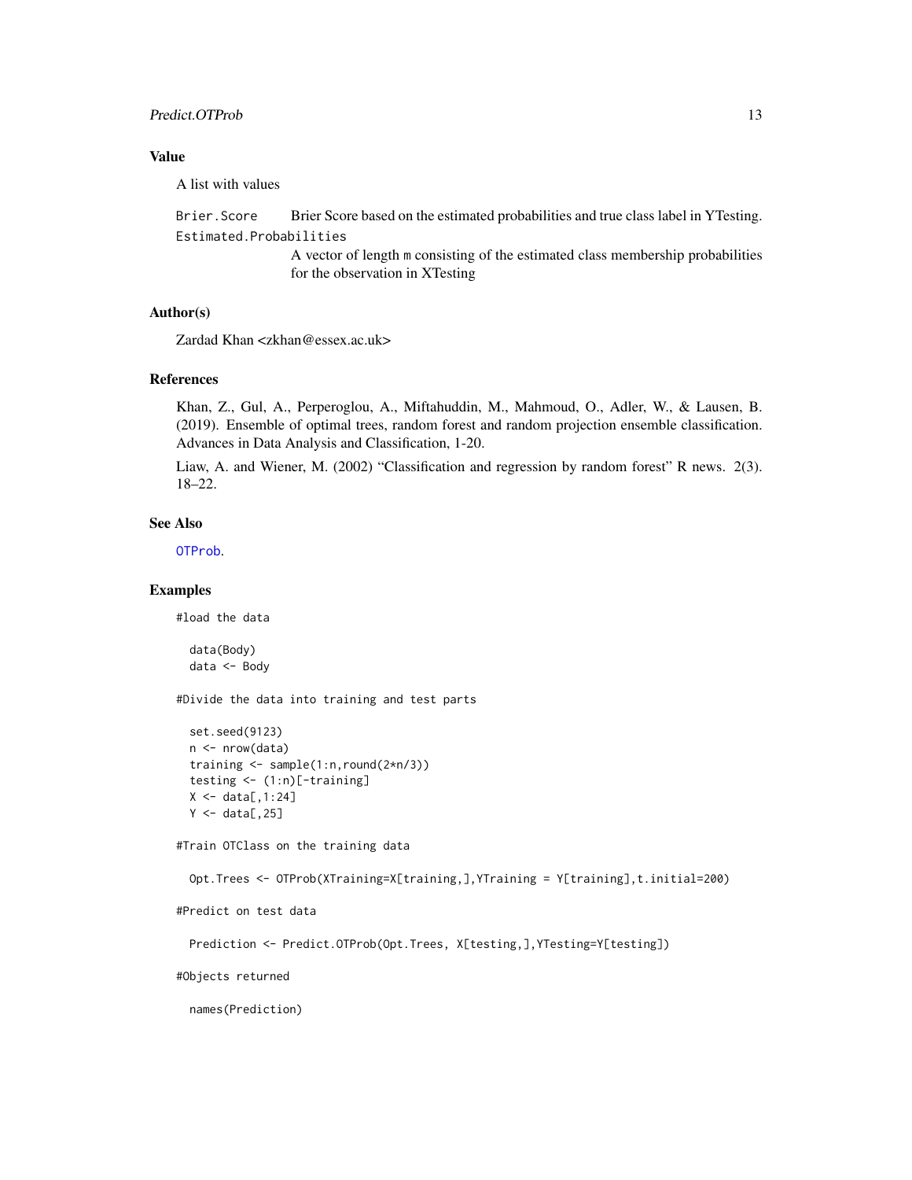## Value

A list with values

**Brier.Score** Brier Score based on the estimated probabilities and true class label in YTesting.

**Estimated.Probabilities** A vector of length `m` consisting of the estimated class membership probabilities for the observation in XTesting

## Author(s)

Zardad Khan <zkhan@essex.ac.uk>

## References

Khan, Z., Gul, A., Perperoglou, A., Miftahuddin, M., Mahmoud, O., Adler, W., & Lausen, B. (2019). Ensemble of optimal trees, random forest and random projection ensemble classification. Advances in Data Analysis and Classification, 1-20.

Liaw, A. and Wiener, M. (2002) "Classification and regression by random forest" R news. 2(3). 18–22.

## See Also

`OTProb`.

## Examples

```
#load the data

  data(Body)
  data <- Body

#Divide the data into training and test parts

  set.seed(9123)
  n <- nrow(data)
  training <- sample(1:n,round(2*n/3))
  testing <- (1:n)[-training]
  X <- data[,1:24]
  Y <- data[,25]

#Train OTClass on the training data

  Opt.Trees <- OTProb(XTraining=X[training,],YTraining = Y[training],t.initial=200)

#Predict on test data

  Prediction <- Predict.OTProb(Opt.Trees, X[testing,],YTesting=Y[testing])

#Objects returned

  names(Prediction)
```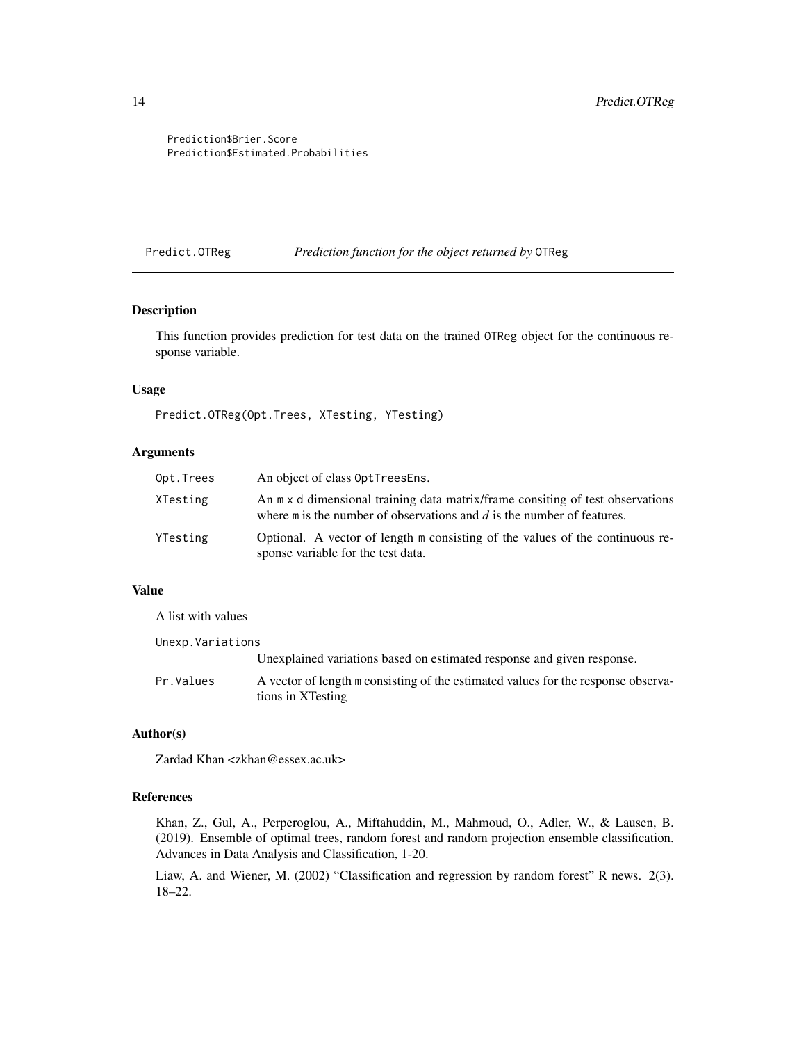```
Prediction$Brier.Score
Prediction$Estimated.Probabilities
```

## Predict.OTReg — *Prediction function for the object returned by* OTReg

### Description

This function provides prediction for test data on the trained OTReg object for the continuous response variable.

### Usage

```
Predict.OTReg(Opt.Trees, XTesting, YTesting)
```

### Arguments

| | |
|---|---|
| Opt.Trees | An object of class OptTreesEns. |
| XTesting | An m x d dimensional training data matrix/frame consiting of test observations where m is the number of observations and *d* is the number of features. |
| YTesting | Optional. A vector of length m consisting of the values of the continuous response variable for the test data. |

### Value

A list with values

| | |
|---|---|
| Unexp.Variations | Unexplained variations based on estimated response and given response. |
| Pr.Values | A vector of length m consisting of the estimated values for the response observations in XTesting |

### Author(s)

Zardad Khan <zkhan@essex.ac.uk>

### References

Khan, Z., Gul, A., Perperoglou, A., Miftahuddin, M., Mahmoud, O., Adler, W., & Lausen, B. (2019). Ensemble of optimal trees, random forest and random projection ensemble classification. Advances in Data Analysis and Classification, 1-20.

Liaw, A. and Wiener, M. (2002) "Classification and regression by random forest" R news. 2(3). 18–22.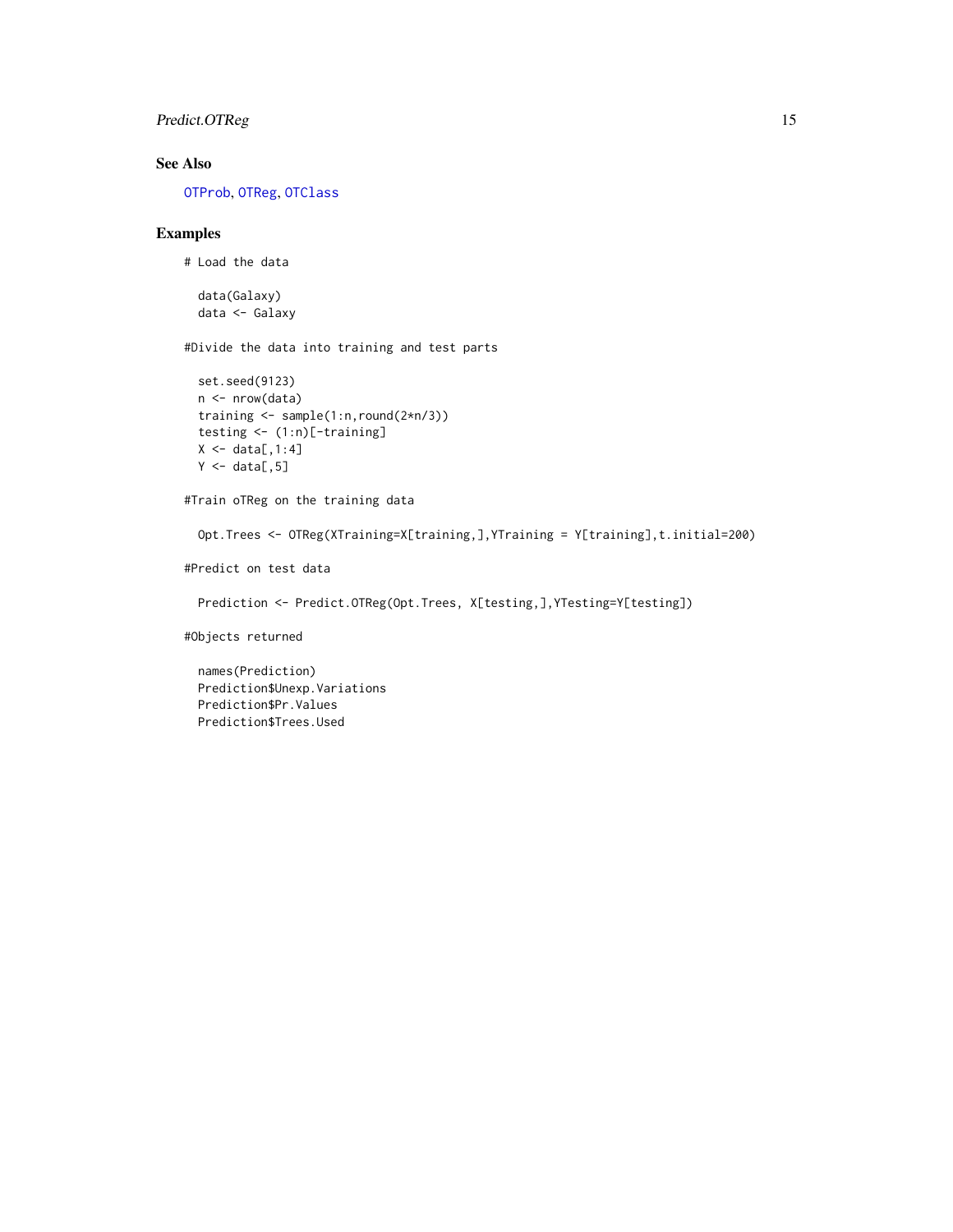## See Also

OTProb, OTReg, OTClass

## Examples

```
# Load the data

  data(Galaxy)
  data <- Galaxy

#Divide the data into training and test parts

  set.seed(9123)
  n <- nrow(data)
  training <- sample(1:n,round(2*n/3))
  testing <- (1:n)[-training]
  X <- data[,1:4]
  Y <- data[,5]

#Train oTReg on the training data

  Opt.Trees <- OTReg(XTraining=X[training,],YTraining = Y[training],t.initial=200)

#Predict on test data

  Prediction <- Predict.OTReg(Opt.Trees, X[testing,],YTesting=Y[testing])

#Objects returned

  names(Prediction)
  Prediction$Unexp.Variations
  Prediction$Pr.Values
  Prediction$Trees.Used
```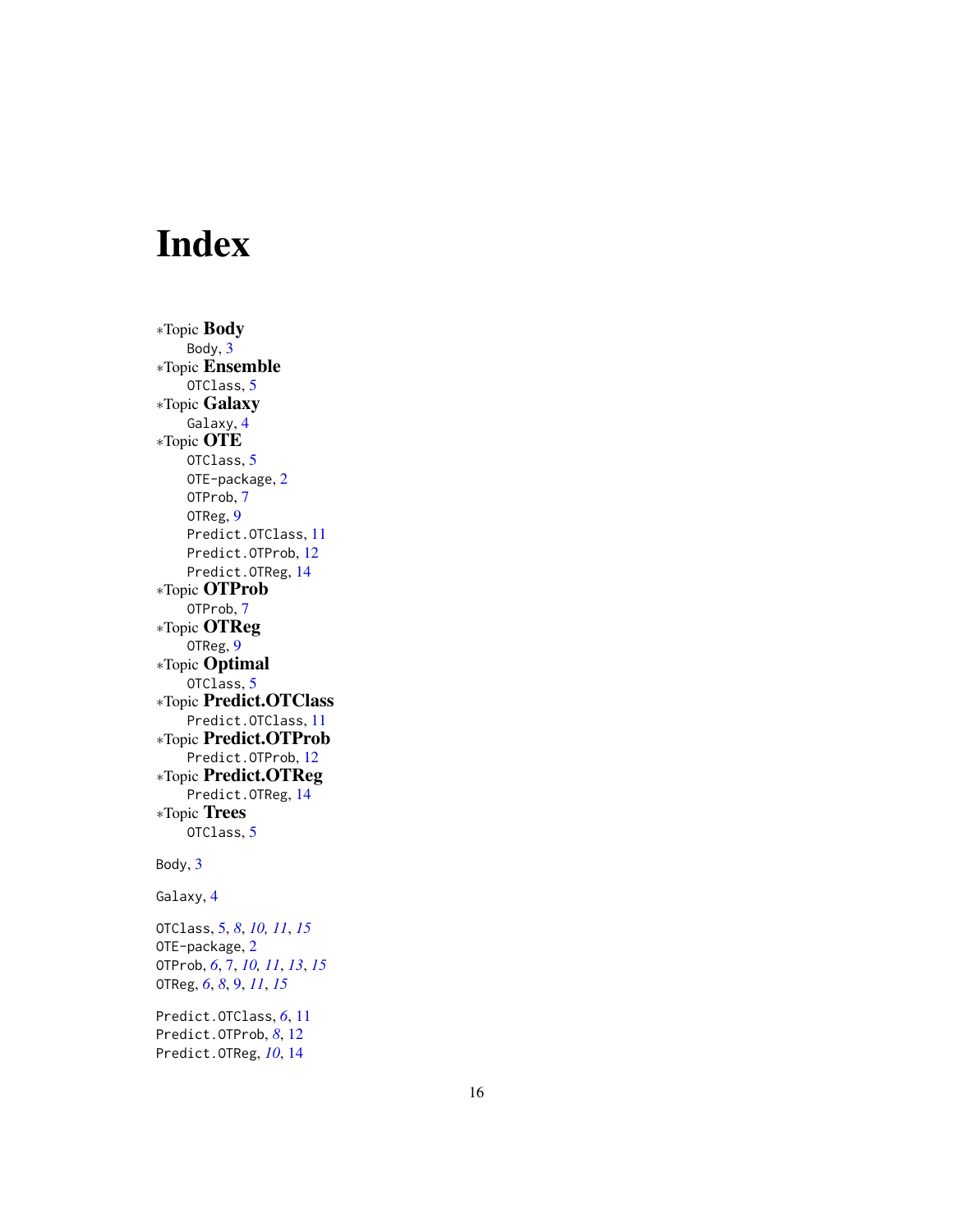# Index

*Topic **Body**
  Body, 3
*Topic **Ensemble**
  OTClass, 5
*Topic **Galaxy**
  Galaxy, 4
*Topic **OTE**
  OTClass, 5
  OTE-package, 2
  OTProb, 7
  OTReg, 9
  Predict.OTClass, 11
  Predict.OTProb, 12
  Predict.OTReg, 14
*Topic **OTProb**
  OTProb, 7
*Topic **OTReg**
  OTReg, 9
*Topic **Optimal**
  OTClass, 5
*Topic **Predict.OTClass**
  Predict.OTClass, 11
*Topic **Predict.OTProb**
  Predict.OTProb, 12
*Topic **Predict.OTReg**
  Predict.OTReg, 14
*Topic **Trees**
  OTClass, 5

Body, 3

Galaxy, 4

OTClass, 5, *8*, *10*, *11*, *15*
OTE-package, 2
OTProb, *6*, 7, *10*, *11*, *13*, *15*
OTReg, *6*, *8*, 9, *11*, *15*

Predict.OTClass, *6*, 11
Predict.OTProb, *8*, 12
Predict.OTReg, *10*, 14